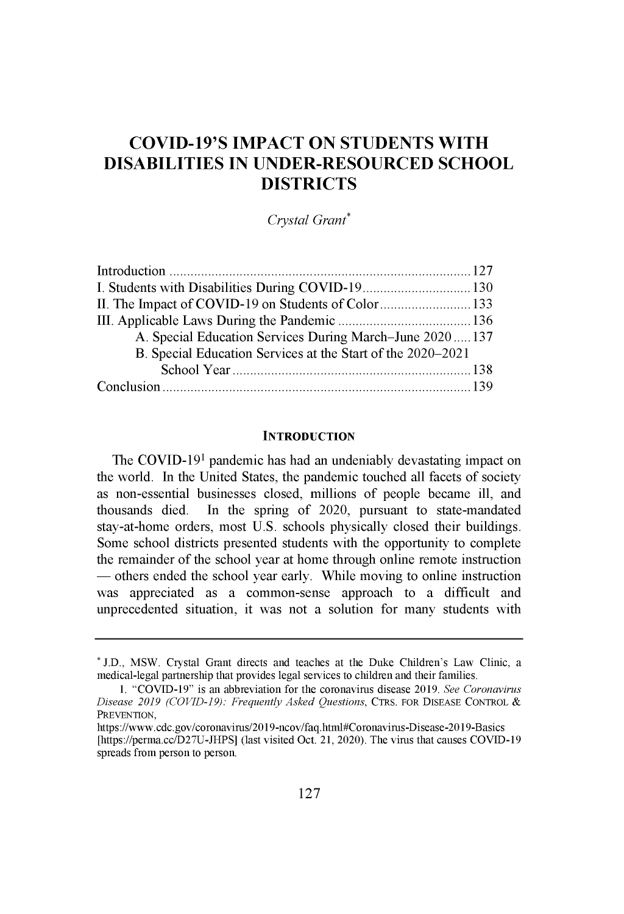# COVID-19'S IMPACT ON STUDENTS WITH DISABILITIES IN UNDER-RESOURCED SCHOOL DISTRICTS

*Crystal Grant**

Introduction ..................................................................................... 127
I. Students with Disabilities During COVID-19 ............................... 130
II. The Impact of COVID-19 on Students of Color .......................... 133
III. Applicable Laws During the Pandemic ...................................... 136
    A. Special Education Services During March–June 2020 ..... 137
    B. Special Education Services at the Start of the 2020–2021 School Year .................................................................... 138
Conclusion ....................................................................................... 139

## INTRODUCTION

The COVID-19[1] pandemic has had an undeniably devastating impact on the world. In the United States, the pandemic touched all facets of society as non-essential businesses closed, millions of people became ill, and thousands died. In the spring of 2020, pursuant to state-mandated stay-at-home orders, most U.S. schools physically closed their buildings. Some school districts presented students with the opportunity to complete the remainder of the school year at home through online remote instruction — others ended the school year early. While moving to online instruction was appreciated as a common-sense approach to a difficult and unprecedented situation, it was not a solution for many students with

---

\* J.D., MSW. Crystal Grant directs and teaches at the Duke Children's Law Clinic, a medical-legal partnership that provides legal services to children and their families.

1. "COVID-19" is an abbreviation for the coronavirus disease 2019. *See Coronavirus Disease 2019 (COVID-19): Frequently Asked Questions*, CTRS. FOR DISEASE CONTROL & PREVENTION, https://www.cdc.gov/coronavirus/2019-ncov/faq.html#Coronavirus-Disease-2019-Basics [https://perma.cc/D27U-JHPS] (last visited Oct. 21, 2020). The virus that causes COVID-19 spreads from person to person.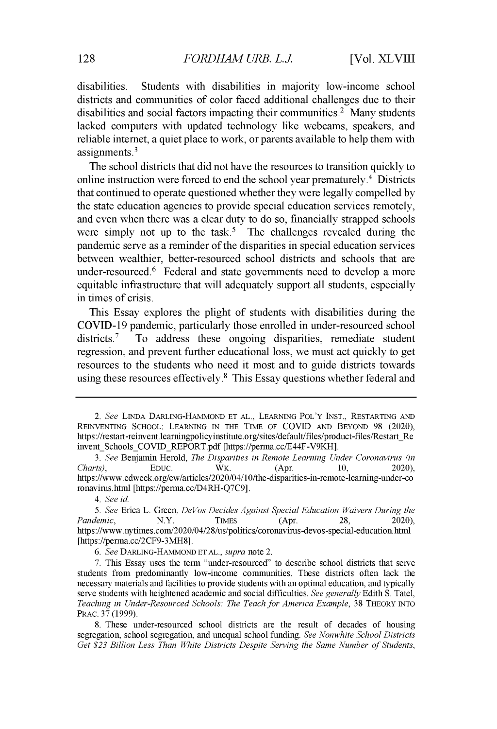disabilities. Students with disabilities in majority low-income school districts and communities of color faced additional challenges due to their disabilities and social factors impacting their communities.[2] Many students lacked computers with updated technology like webcams, speakers, and reliable internet, a quiet place to work, or parents available to help them with assignments.[3]

The school districts that did not have the resources to transition quickly to online instruction were forced to end the school year prematurely.[4] Districts that continued to operate questioned whether they were legally compelled by the state education agencies to provide special education services remotely, and even when there was a clear duty to do so, financially strapped schools were simply not up to the task.[5] The challenges revealed during the pandemic serve as a reminder of the disparities in special education services between wealthier, better-resourced school districts and schools that are under-resourced.[6] Federal and state governments need to develop a more equitable infrastructure that will adequately support all students, especially in times of crisis.

This Essay explores the plight of students with disabilities during the COVID-19 pandemic, particularly those enrolled in under-resourced school districts.[7] To address these ongoing disparities, remediate student regression, and prevent further educational loss, we must act quickly to get resources to the students who need it most and to guide districts towards using these resources effectively.[8] This Essay questions whether federal and

---

2. *See* LINDA DARLING-HAMMOND ET AL., LEARNING POL'Y INST., RESTARTING AND REINVENTING SCHOOL: LEARNING IN THE TIME OF COVID AND BEYOND 98 (2020), https://restart-reinvent.learningpolicyinstitute.org/sites/default/files/product-files/Restart_Reinvent_Schools_COVID_REPORT.pdf [https://perma.cc/E44F-V9KH].

3. *See* Benjamin Herold, *The Disparities in Remote Learning Under Coronavirus (in Charts)*, EDUC. WK. (Apr. 10, 2020), https://www.edweek.org/ew/articles/2020/04/10/the-disparities-in-remote-learning-under-coronavirus.html [https://perma.cc/D4RH-Q7C9].

4. *See id.*

5. *See* Erica L. Green, *DeVos Decides Against Special Education Waivers During the Pandemic*, N.Y. TIMES (Apr. 28, 2020), https://www.nytimes.com/2020/04/28/us/politics/coronavirus-devos-special-education.html [https://perma.cc/2CF9-3MH8].

6. *See* DARLING-HAMMOND ET AL., *supra* note 2.

7. This Essay uses the term "under-resourced" to describe school districts that serve students from predominantly low-income communities. These districts often lack the necessary materials and facilities to provide students with an optimal education, and typically serve students with heightened academic and social difficulties. *See generally* Edith S. Tatel, *Teaching in Under-Resourced Schools: The Teach for America Example*, 38 THEORY INTO PRAC. 37 (1999).

8. These under-resourced school districts are the result of decades of housing segregation, school segregation, and unequal school funding. *See Nonwhite School Districts Get $23 Billion Less Than White Districts Despite Serving the Same Number of Students*,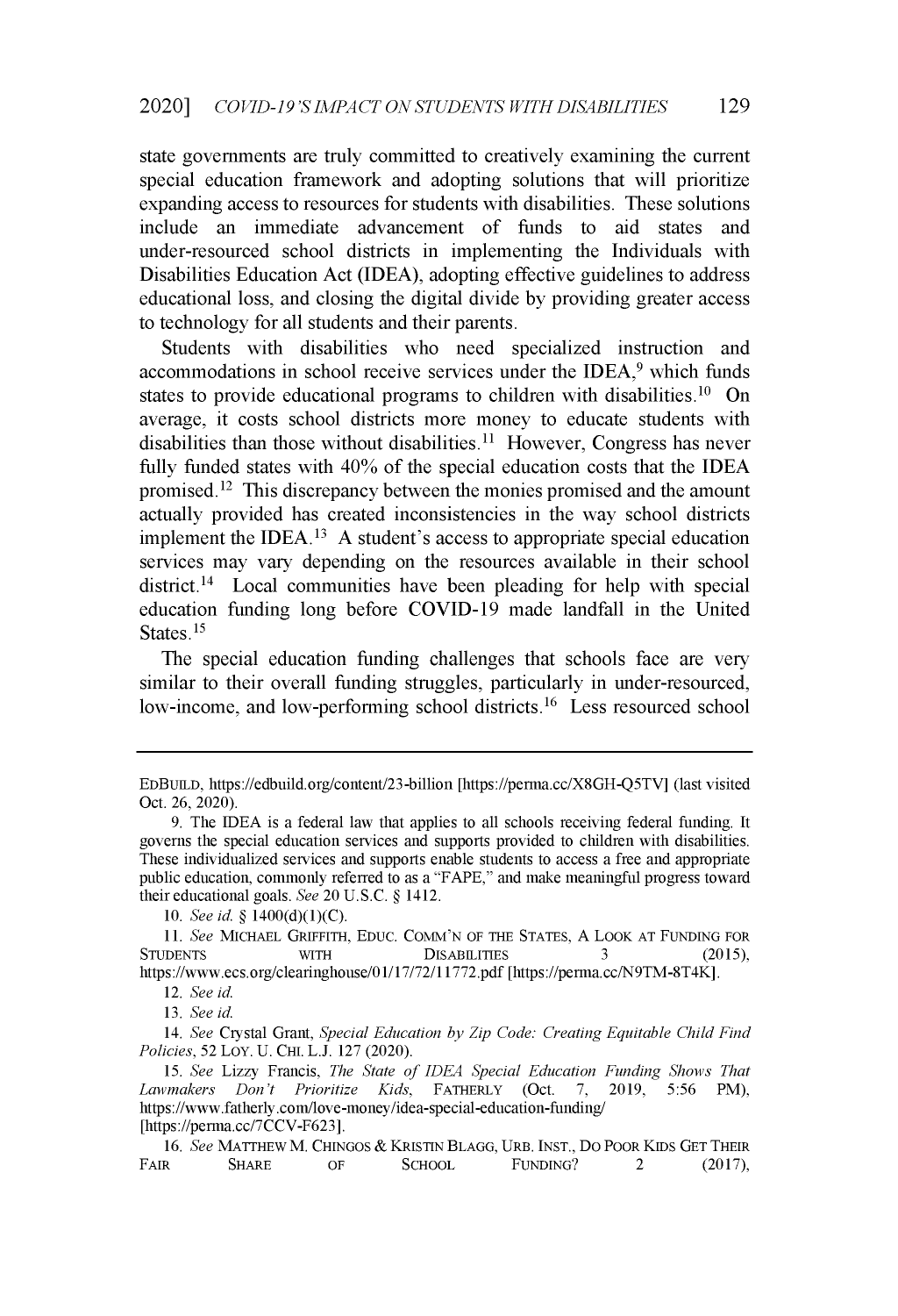state governments are truly committed to creatively examining the current special education framework and adopting solutions that will prioritize expanding access to resources for students with disabilities. These solutions include an immediate advancement of funds to aid states and under-resourced school districts in implementing the Individuals with Disabilities Education Act (IDEA), adopting effective guidelines to address educational loss, and closing the digital divide by providing greater access to technology for all students and their parents.

Students with disabilities who need specialized instruction and accommodations in school receive services under the IDEA,[9] which funds states to provide educational programs to children with disabilities.[10] On average, it costs school districts more money to educate students with disabilities than those without disabilities.[11] However, Congress has never fully funded states with 40% of the special education costs that the IDEA promised.[12] This discrepancy between the monies promised and the amount actually provided has created inconsistencies in the way school districts implement the IDEA.[13] A student's access to appropriate special education services may vary depending on the resources available in their school district.[14] Local communities have been pleading for help with special education funding long before COVID-19 made landfall in the United States.[15]

The special education funding challenges that schools face are very similar to their overall funding struggles, particularly in under-resourced, low-income, and low-performing school districts.[16] Less resourced school

---

EDBUILD, https://edbuild.org/content/23-billion [https://perma.cc/X8GH-Q5TV] (last visited Oct. 26, 2020).

9. The IDEA is a federal law that applies to all schools receiving federal funding. It governs the special education services and supports provided to children with disabilities. These individualized services and supports enable students to access a free and appropriate public education, commonly referred to as a "FAPE," and make meaningful progress toward their educational goals. *See* 20 U.S.C. § 1412.

10. *See id.* § 1400(d)(1)(C).

11. *See* MICHAEL GRIFFITH, EDUC. COMM'N OF THE STATES, A LOOK AT FUNDING FOR STUDENTS WITH DISABILITIES 3 (2015), https://www.ecs.org/clearinghouse/01/17/72/11772.pdf [https://perma.cc/N9TM-8T4K].

12. *See id.*

13. *See id.*

14. *See* Crystal Grant, *Special Education by Zip Code: Creating Equitable Child Find Policies*, 52 LOY. U. CHI. L.J. 127 (2020).

15. *See* Lizzy Francis, *The State of IDEA Special Education Funding Shows That Lawmakers Don't Prioritize Kids*, FATHERLY (Oct. 7, 2019, 5:56 PM), https://www.fatherly.com/love-money/idea-special-education-funding/ [https://perma.cc/7CCV-F623].

16. *See* MATTHEW M. CHINGOS & KRISTIN BLAGG, URB. INST., DO POOR KIDS GET THEIR FAIR SHARE OF SCHOOL FUNDING? 2 (2017),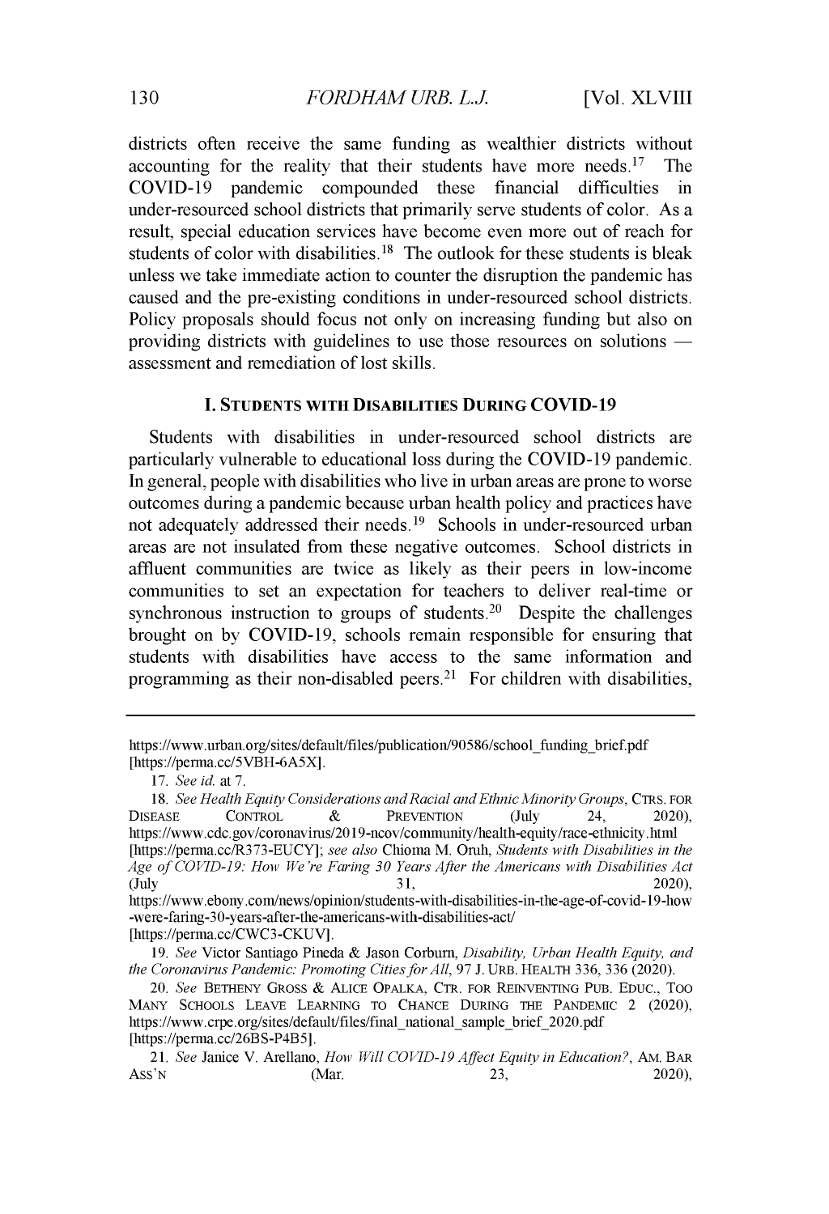districts often receive the same funding as wealthier districts without accounting for the reality that their students have more needs.[17] The COVID-19 pandemic compounded these financial difficulties in under-resourced school districts that primarily serve students of color. As a result, special education services have become even more out of reach for students of color with disabilities.[18] The outlook for these students is bleak unless we take immediate action to counter the disruption the pandemic has caused and the pre-existing conditions in under-resourced school districts. Policy proposals should focus not only on increasing funding but also on providing districts with guidelines to use those resources on solutions — assessment and remediation of lost skills.

## I. STUDENTS WITH DISABILITIES DURING COVID-19

Students with disabilities in under-resourced school districts are particularly vulnerable to educational loss during the COVID-19 pandemic. In general, people with disabilities who live in urban areas are prone to worse outcomes during a pandemic because urban health policy and practices have not adequately addressed their needs.[19] Schools in under-resourced urban areas are not insulated from these negative outcomes. School districts in affluent communities are twice as likely as their peers in low-income communities to set an expectation for teachers to deliver real-time or synchronous instruction to groups of students.[20] Despite the challenges brought on by COVID-19, schools remain responsible for ensuring that students with disabilities have access to the same information and programming as their non-disabled peers.[21] For children with disabilities,

---

https://www.urban.org/sites/default/files/publication/90586/school_funding_brief.pdf [https://perma.cc/5VBH-6A5X].

17. *See id.* at 7.

18. *See Health Equity Considerations and Racial and Ethnic Minority Groups*, CTRS. FOR DISEASE CONTROL & PREVENTION (July 24, 2020), https://www.cdc.gov/coronavirus/2019-ncov/community/health-equity/race-ethnicity.html [https://perma.cc/R373-EUCY]; *see also* Chioma M. Oruh, *Students with Disabilities in the Age of COVID-19: How We're Faring 30 Years After the Americans with Disabilities Act* (July 31, 2020), https://www.ebony.com/news/opinion/students-with-disabilities-in-the-age-of-covid-19-how-were-faring-30-years-after-the-americans-with-disabilities-act/ [https://perma.cc/CWC3-CKUV].

19. *See* Victor Santiago Pineda & Jason Corburn, *Disability, Urban Health Equity, and the Coronavirus Pandemic: Promoting Cities for All*, 97 J. URB. HEALTH 336, 336 (2020).

20. *See* BETHENY GROSS & ALICE OPALKA, CTR. FOR REINVENTING PUB. EDUC., TOO MANY SCHOOLS LEAVE LEARNING TO CHANCE DURING THE PANDEMIC 2 (2020), https://www.crpe.org/sites/default/files/final_national_sample_brief_2020.pdf [https://perma.cc/26BS-P4B5].

21. *See* Janice V. Arellano, *How Will COVID-19 Affect Equity in Education?*, AM. BAR ASS'N (Mar. 23, 2020),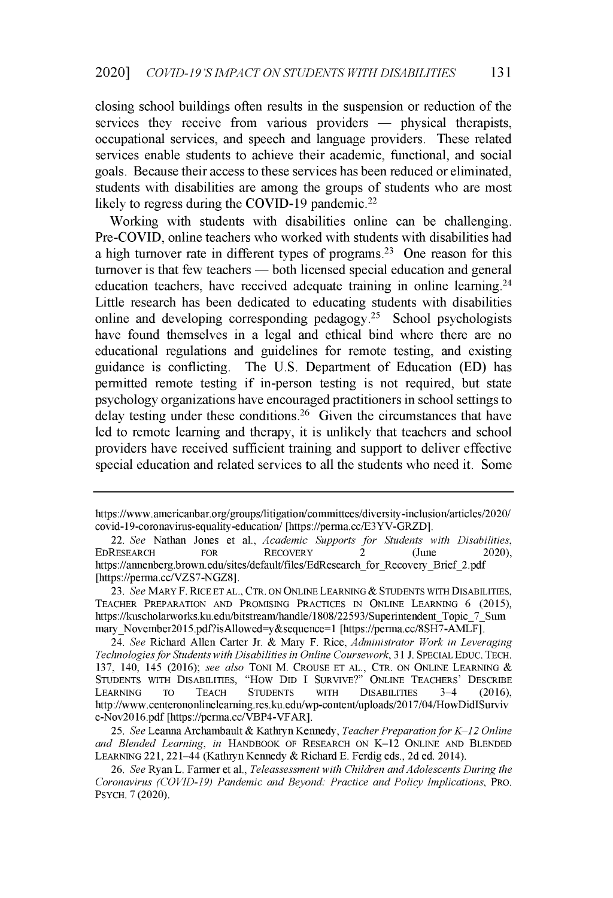closing school buildings often results in the suspension or reduction of the services they receive from various providers — physical therapists, occupational services, and speech and language providers. These related services enable students to achieve their academic, functional, and social goals. Because their access to these services has been reduced or eliminated, students with disabilities are among the groups of students who are most likely to regress during the COVID-19 pandemic.[22]

Working with students with disabilities online can be challenging. Pre-COVID, online teachers who worked with students with disabilities had a high turnover rate in different types of programs.[23] One reason for this turnover is that few teachers — both licensed special education and general education teachers, have received adequate training in online learning.[24] Little research has been dedicated to educating students with disabilities online and developing corresponding pedagogy.[25] School psychologists have found themselves in a legal and ethical bind where there are no educational regulations and guidelines for remote testing, and existing guidance is conflicting. The U.S. Department of Education (ED) has permitted remote testing if in-person testing is not required, but state psychology organizations have encouraged practitioners in school settings to delay testing under these conditions.[26] Given the circumstances that have led to remote learning and therapy, it is unlikely that teachers and school providers have received sufficient training and support to deliver effective special education and related services to all the students who need it. Some

---

https://www.americanbar.org/groups/litigation/committees/diversity-inclusion/articles/2020/covid-19-coronavirus-equality-education/ [https://perma.cc/E3YV-GRZD].

22. *See* Nathan Jones et al., *Academic Supports for Students with Disabilities*, EDRESEARCH FOR RECOVERY 2 (June 2020), https://annenberg.brown.edu/sites/default/files/EdResearch_for_Recovery_Brief_2.pdf [https://perma.cc/VZS7-NGZ8].

23. *See* MARY F. RICE ET AL., CTR. ON ONLINE LEARNING & STUDENTS WITH DISABILITIES, TEACHER PREPARATION AND PROMISING PRACTICES IN ONLINE LEARNING 6 (2015), https://kuscholarworks.ku.edu/bitstream/handle/1808/22593/Superintendent_Topic_7_Summary_November2015.pdf?isAllowed=y&sequence=1 [https://perma.cc/8SH7-AMLF].

24. *See* Richard Allen Carter Jr. & Mary F. Rice, *Administrator Work in Leveraging Technologies for Students with Disabilities in Online Coursework*, 31 J. SPECIAL EDUC. TECH. 137, 140, 145 (2016); *see also* TONI M. CROUSE ET AL., CTR. ON ONLINE LEARNING & STUDENTS WITH DISABILITIES, "HOW DID I SURVIVE?" ONLINE TEACHERS' DESCRIBE LEARNING TO TEACH STUDENTS WITH DISABILITIES 3–4 (2016), http://www.centerononlinelearning.res.ku.edu/wp-content/uploads/2017/04/HowDidISurvive-Nov2016.pdf [https://perma.cc/VBP4-VFAR].

25. *See* Leanna Archambault & Kathryn Kennedy, *Teacher Preparation for K–12 Online and Blended Learning*, *in* HANDBOOK OF RESEARCH ON K–12 ONLINE AND BLENDED LEARNING 221, 221–44 (Kathryn Kennedy & Richard E. Ferdig eds., 2d ed. 2014).

26. *See* Ryan L. Farmer et al., *Teleassessment with Children and Adolescents During the Coronavirus (COVID-19) Pandemic and Beyond: Practice and Policy Implications*, PRO. PSYCH. 7 (2020).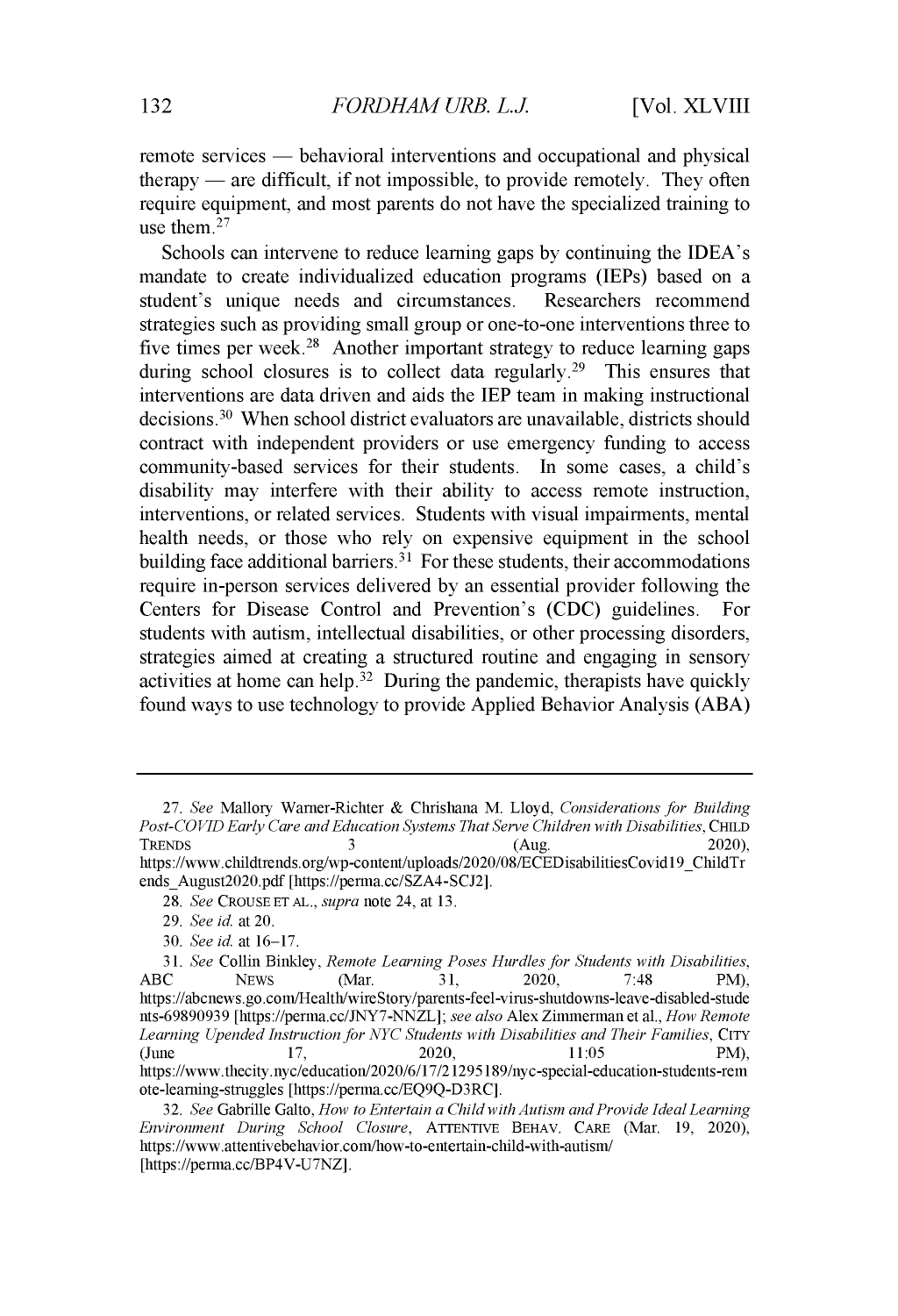remote services — behavioral interventions and occupational and physical therapy — are difficult, if not impossible, to provide remotely. They often require equipment, and most parents do not have the specialized training to use them.[27]

Schools can intervene to reduce learning gaps by continuing the IDEA's mandate to create individualized education programs (IEPs) based on a student's unique needs and circumstances. Researchers recommend strategies such as providing small group or one-to-one interventions three to five times per week.[28] Another important strategy to reduce learning gaps during school closures is to collect data regularly.[29] This ensures that interventions are data driven and aids the IEP team in making instructional decisions.[30] When school district evaluators are unavailable, districts should contract with independent providers or use emergency funding to access community-based services for their students. In some cases, a child's disability may interfere with their ability to access remote instruction, interventions, or related services. Students with visual impairments, mental health needs, or those who rely on expensive equipment in the school building face additional barriers.[31] For these students, their accommodations require in-person services delivered by an essential provider following the Centers for Disease Control and Prevention's (CDC) guidelines. For students with autism, intellectual disabilities, or other processing disorders, strategies aimed at creating a structured routine and engaging in sensory activities at home can help.[32] During the pandemic, therapists have quickly found ways to use technology to provide Applied Behavior Analysis (ABA)

---

27. *See* Mallory Warner-Richter & Chrishana M. Lloyd, *Considerations for Building Post-COVID Early Care and Education Systems That Serve Children with Disabilities*, CHILD TRENDS 3 (Aug. 2020), https://www.childtrends.org/wp-content/uploads/2020/08/ECEDisabilitiesCovid19_ChildTrends_August2020.pdf [https://perma.cc/SZA4-SCJ2].

28. *See* CROUSE ET AL., *supra* note 24, at 13.

29. *See id.* at 20.

30. *See id.* at 16–17.

31. *See* Collin Binkley, *Remote Learning Poses Hurdles for Students with Disabilities*, ABC NEWS (Mar. 31, 2020, 7:48 PM), https://abcnews.go.com/Health/wireStory/parents-feel-virus-shutdowns-leave-disabled-students-69890939 [https://perma.cc/JNY7-NNZL]; *see also* Alex Zimmerman et al., *How Remote Learning Upended Instruction for NYC Students with Disabilities and Their Families*, CITY (June 17, 2020, 11:05 PM), https://www.thecity.nyc/education/2020/6/17/21295189/nyc-special-education-students-remote-learning-struggles [https://perma.cc/EQ9Q-D3RC].

32. *See* Gabrille Galto, *How to Entertain a Child with Autism and Provide Ideal Learning Environment During School Closure*, ATTENTIVE BEHAV. CARE (Mar. 19, 2020), https://www.attentivebehavior.com/how-to-entertain-child-with-autism/ [https://perma.cc/BP4V-U7NZ].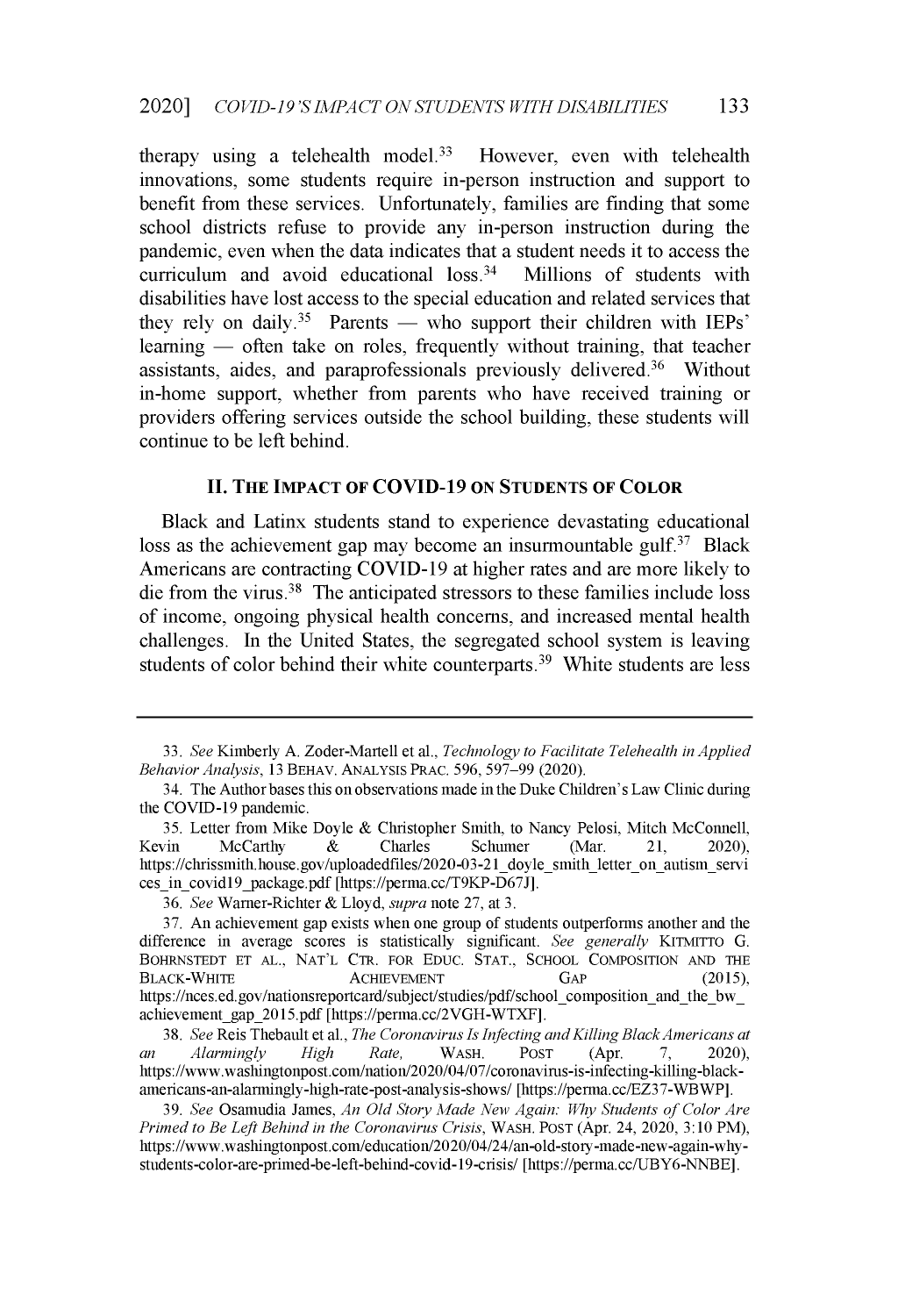therapy using a telehealth model.[33] However, even with telehealth innovations, some students require in-person instruction and support to benefit from these services. Unfortunately, families are finding that some school districts refuse to provide any in-person instruction during the pandemic, even when the data indicates that a student needs it to access the curriculum and avoid educational loss.[34] Millions of students with disabilities have lost access to the special education and related services that they rely on daily.[35] Parents — who support their children with IEPs' learning — often take on roles, frequently without training, that teacher assistants, aides, and paraprofessionals previously delivered.[36] Without in-home support, whether from parents who have received training or providers offering services outside the school building, these students will continue to be left behind.

## II. The Impact of COVID-19 on Students of Color

Black and Latinx students stand to experience devastating educational loss as the achievement gap may become an insurmountable gulf.[37] Black Americans are contracting COVID-19 at higher rates and are more likely to die from the virus.[38] The anticipated stressors to these families include loss of income, ongoing physical health concerns, and increased mental health challenges. In the United States, the segregated school system is leaving students of color behind their white counterparts.[39] White students are less

---

33. *See* Kimberly A. Zoder-Martell et al., *Technology to Facilitate Telehealth in Applied Behavior Analysis*, 13 Behav. Analysis Prac. 596, 597–99 (2020).

34. The Author bases this on observations made in the Duke Children's Law Clinic during the COVID-19 pandemic.

35. Letter from Mike Doyle & Christopher Smith, to Nancy Pelosi, Mitch McConnell, Kevin McCarthy & Charles Schumer (Mar. 21, 2020), https://chrissmith.house.gov/uploadedfiles/2020-03-21_doyle_smith_letter_on_autism_services_in_covid19_package.pdf [https://perma.cc/T9KP-D67J].

36. *See* Warner-Richter & Lloyd, *supra* note 27, at 3.

37. An achievement gap exists when one group of students outperforms another and the difference in average scores is statistically significant. *See generally* Kitmitto G. Bohrnstedt et al., Nat'l Ctr. for Educ. Stat., School Composition and the Black-White Achievement Gap (2015), https://nces.ed.gov/nationsreportcard/subject/studies/pdf/school_composition_and_the_bw_achievement_gap_2015.pdf [https://perma.cc/2VGH-WTXF].

38. *See* Reis Thebault et al., *The Coronavirus Is Infecting and Killing Black Americans at an Alarmingly High Rate*, Wash. Post (Apr. 7, 2020), https://www.washingtonpost.com/nation/2020/04/07/coronavirus-is-infecting-killing-black-americans-an-alarmingly-high-rate-post-analysis-shows/ [https://perma.cc/EZ37-WBWP].

39. *See* Osamudia James, *An Old Story Made New Again: Why Students of Color Are Primed to Be Left Behind in the Coronavirus Crisis*, Wash. Post (Apr. 24, 2020, 3:10 PM), https://www.washingtonpost.com/education/2020/04/24/an-old-story-made-new-again-why-students-color-are-primed-be-left-behind-covid-19-crisis/ [https://perma.cc/UBY6-NNBE].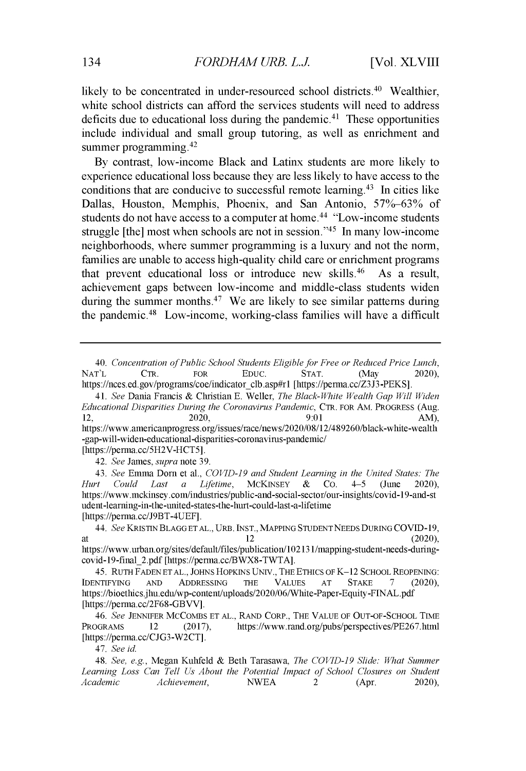likely to be concentrated in under-resourced school districts.[40] Wealthier, white school districts can afford the services students will need to address deficits due to educational loss during the pandemic.[41] These opportunities include individual and small group tutoring, as well as enrichment and summer programming.[42]

By contrast, low-income Black and Latinx students are more likely to experience educational loss because they are less likely to have access to the conditions that are conducive to successful remote learning.[43] In cities like Dallas, Houston, Memphis, Phoenix, and San Antonio, 57%–63% of students do not have access to a computer at home.[44] "Low-income students struggle [the] most when schools are not in session."[45] In many low-income neighborhoods, where summer programming is a luxury and not the norm, families are unable to access high-quality child care or enrichment programs that prevent educational loss or introduce new skills.[46] As a result, achievement gaps between low-income and middle-class students widen during the summer months.[47] We are likely to see similar patterns during the pandemic.[48] Low-income, working-class families will have a difficult

---

40. *Concentration of Public School Students Eligible for Free or Reduced Price Lunch*, NAT'L CTR. FOR EDUC. STAT. (May 2020), https://nces.ed.gov/programs/coe/indicator_clb.asp#r1 [https://perma.cc/Z3J3-PEKS].

41. *See* Dania Francis & Christian E. Weller, *The Black-White Wealth Gap Will Widen Educational Disparities During the Coronavirus Pandemic*, CTR. FOR AM. PROGRESS (Aug. 12, 2020, 9:01 AM), https://www.americanprogress.org/issues/race/news/2020/08/12/489260/black-white-wealth-gap-will-widen-educational-disparities-coronavirus-pandemic/ [https://perma.cc/5H2V-HCT5].

42. *See* James, *supra* note 39.

43. *See* Emma Dorn et al., *COVID-19 and Student Learning in the United States: The Hurt Could Last a Lifetime*, MCKINSEY & CO. 4–5 (June 2020), https://www.mckinsey.com/industries/public-and-social-sector/our-insights/covid-19-and-student-learning-in-the-united-states-the-hurt-could-last-a-lifetime [https://perma.cc/J9BT-4UEF].

44. *See* KRISTIN BLAGG ET AL., URB. INST., MAPPING STUDENT NEEDS DURING COVID-19, at 12 (2020), https://www.urban.org/sites/default/files/publication/102131/mapping-student-needs-during-covid-19-final_2.pdf [https://perma.cc/BWX8-TWTA].

45. RUTH FADEN ET AL., JOHNS HOPKINS UNIV., THE ETHICS OF K–12 SCHOOL REOPENING: IDENTIFYING AND ADDRESSING THE VALUES AT STAKE 7 (2020), https://bioethics.jhu.edu/wp-content/uploads/2020/06/White-Paper-Equity-FINAL.pdf [https://perma.cc/2F68-GBVV].

46. *See* JENNIFER MCCOMBS ET AL., RAND CORP., THE VALUE OF OUT-OF-SCHOOL TIME PROGRAMS 12 (2017), https://www.rand.org/pubs/perspectives/PE267.html [https://perma.cc/CJG3-W2CT].

47. *See id.*

48. *See, e.g.*, Megan Kuhfeld & Beth Tarasawa, *The COVID-19 Slide: What Summer Learning Loss Can Tell Us About the Potential Impact of School Closures on Student Academic Achievement*, NWEA 2 (Apr. 2020),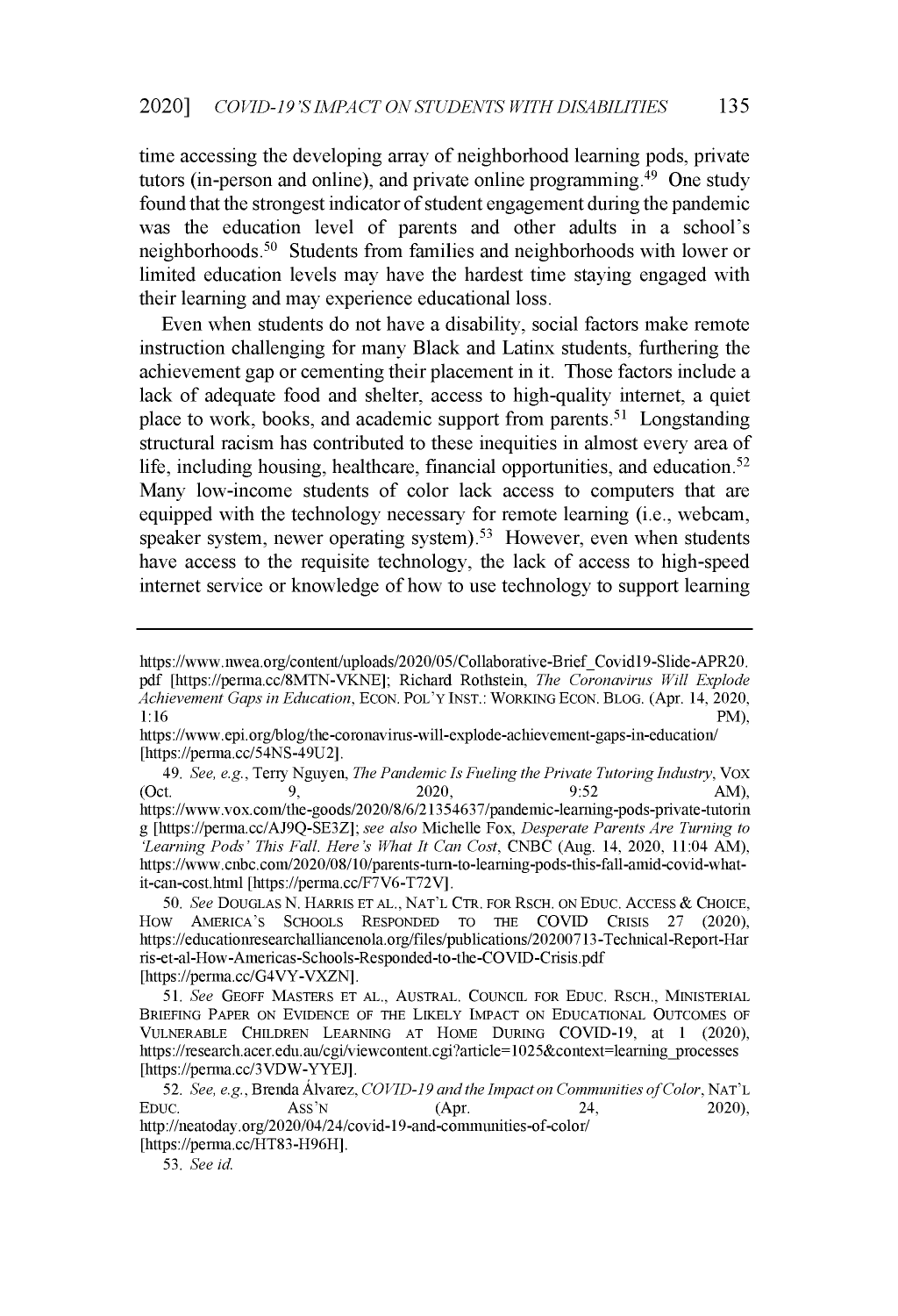time accessing the developing array of neighborhood learning pods, private tutors (in-person and online), and private online programming.[49] One study found that the strongest indicator of student engagement during the pandemic was the education level of parents and other adults in a school's neighborhoods.[50] Students from families and neighborhoods with lower or limited education levels may have the hardest time staying engaged with their learning and may experience educational loss.

Even when students do not have a disability, social factors make remote instruction challenging for many Black and Latinx students, furthering the achievement gap or cementing their placement in it. Those factors include a lack of adequate food and shelter, access to high-quality internet, a quiet place to work, books, and academic support from parents.[51] Longstanding structural racism has contributed to these inequities in almost every area of life, including housing, healthcare, financial opportunities, and education.[52] Many low-income students of color lack access to computers that are equipped with the technology necessary for remote learning (i.e., webcam, speaker system, newer operating system).[53] However, even when students have access to the requisite technology, the lack of access to high-speed internet service or knowledge of how to use technology to support learning

---

https://www.nwea.org/content/uploads/2020/05/Collaborative-Brief_Covid19-Slide-APR20.pdf [https://perma.cc/8MTN-VKNE]; Richard Rothstein, *The Coronavirus Will Explode Achievement Gaps in Education*, ECON. POL'Y INST.: WORKING ECON. BLOG. (Apr. 14, 2020, 1:16 PM), https://www.epi.org/blog/the-coronavirus-will-explode-achievement-gaps-in-education/ [https://perma.cc/54NS-49U2].

49. *See, e.g.*, Terry Nguyen, *The Pandemic Is Fueling the Private Tutoring Industry*, VOX (Oct. 9, 2020, 9:52 AM), https://www.vox.com/the-goods/2020/8/6/21354637/pandemic-learning-pods-private-tutoring [https://perma.cc/AJ9Q-SE3Z]; *see also* Michelle Fox, *Desperate Parents Are Turning to 'Learning Pods' This Fall. Here's What It Can Cost*, CNBC (Aug. 14, 2020, 11:04 AM), https://www.cnbc.com/2020/08/10/parents-turn-to-learning-pods-this-fall-amid-covid-what-it-can-cost.html [https://perma.cc/F7V6-T72V].

50. *See* DOUGLAS N. HARRIS ET AL., NAT'L CTR. FOR RSCH. ON EDUC. ACCESS & CHOICE, HOW AMERICA'S SCHOOLS RESPONDED TO THE COVID CRISIS 27 (2020), https://educationresearchalliancenola.org/files/publications/20200713-Technical-Report-Harris-et-al-How-Americas-Schools-Responded-to-the-COVID-Crisis.pdf [https://perma.cc/G4VY-VXZN].

51. *See* GEOFF MASTERS ET AL., AUSTRAL. COUNCIL FOR EDUC. RSCH., MINISTERIAL BRIEFING PAPER ON EVIDENCE OF THE LIKELY IMPACT ON EDUCATIONAL OUTCOMES OF VULNERABLE CHILDREN LEARNING AT HOME DURING COVID-19, at 1 (2020), https://research.acer.edu.au/cgi/viewcontent.cgi?article=1025&context=learning_processes [https://perma.cc/3VDW-YYEJ].

52. *See, e.g.*, Brenda Álvarez, *COVID-19 and the Impact on Communities of Color*, NAT'L EDUC. ASS'N (Apr. 24, 2020), http://neatoday.org/2020/04/24/covid-19-and-communities-of-color/ [https://perma.cc/HT83-H96H].

53. *See id.*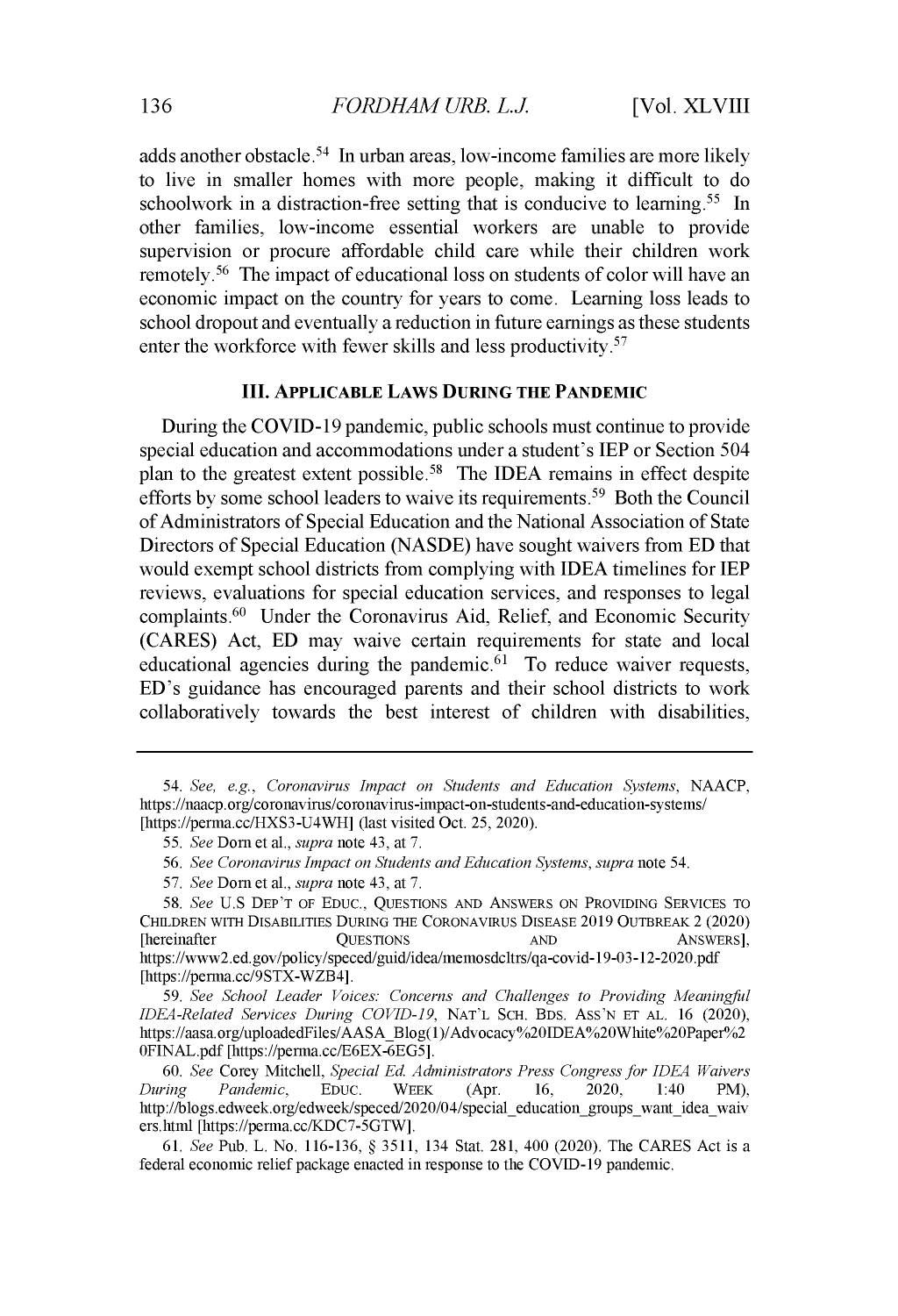adds another obstacle.[54] In urban areas, low-income families are more likely to live in smaller homes with more people, making it difficult to do schoolwork in a distraction-free setting that is conducive to learning.[55] In other families, low-income essential workers are unable to provide supervision or procure affordable child care while their children work remotely.[56] The impact of educational loss on students of color will have an economic impact on the country for years to come. Learning loss leads to school dropout and eventually a reduction in future earnings as these students enter the workforce with fewer skills and less productivity.[57]

## III. APPLICABLE LAWS DURING THE PANDEMIC

During the COVID-19 pandemic, public schools must continue to provide special education and accommodations under a student's IEP or Section 504 plan to the greatest extent possible.[58] The IDEA remains in effect despite efforts by some school leaders to waive its requirements.[59] Both the Council of Administrators of Special Education and the National Association of State Directors of Special Education (NASDE) have sought waivers from ED that would exempt school districts from complying with IDEA timelines for IEP reviews, evaluations for special education services, and responses to legal complaints.[60] Under the Coronavirus Aid, Relief, and Economic Security (CARES) Act, ED may waive certain requirements for state and local educational agencies during the pandemic.[61] To reduce waiver requests, ED's guidance has encouraged parents and their school districts to work collaboratively towards the best interest of children with disabilities,

---

54. *See, e.g.*, *Coronavirus Impact on Students and Education Systems*, NAACP, https://naacp.org/coronavirus/coronavirus-impact-on-students-and-education-systems/ [https://perma.cc/HXS3-U4WH] (last visited Oct. 25, 2020).

55. *See* Dorn et al., *supra* note 43, at 7.

56. *See Coronavirus Impact on Students and Education Systems*, *supra* note 54.

57. *See* Dorn et al., *supra* note 43, at 7.

58. *See* U.S DEP'T OF EDUC., QUESTIONS AND ANSWERS ON PROVIDING SERVICES TO CHILDREN WITH DISABILITIES DURING THE CORONAVIRUS DISEASE 2019 OUTBREAK 2 (2020) [hereinafter QUESTIONS AND ANSWERS], https://www2.ed.gov/policy/speced/guid/idea/memosdcltrs/qa-covid-19-03-12-2020.pdf [https://perma.cc/9STX-WZB4].

59. *See School Leader Voices: Concerns and Challenges to Providing Meaningful IDEA-Related Services During COVID-19*, NAT'L SCH. BDS. ASS'N ET AL. 16 (2020), https://aasa.org/uploadedFiles/AASA_Blog(1)/Advocacy%20IDEA%20White%20Paper%20FINAL.pdf [https://perma.cc/E6EX-6EG5].

60. *See* Corey Mitchell, *Special Ed. Administrators Press Congress for IDEA Waivers During Pandemic*, EDUC. WEEK (Apr. 16, 2020, 1:40 PM), http://blogs.edweek.org/edweek/speced/2020/04/special_education_groups_want_idea_waivers.html [https://perma.cc/KDC7-5GTW].

61. *See* Pub. L. No. 116-136, § 3511, 134 Stat. 281, 400 (2020). The CARES Act is a federal economic relief package enacted in response to the COVID-19 pandemic.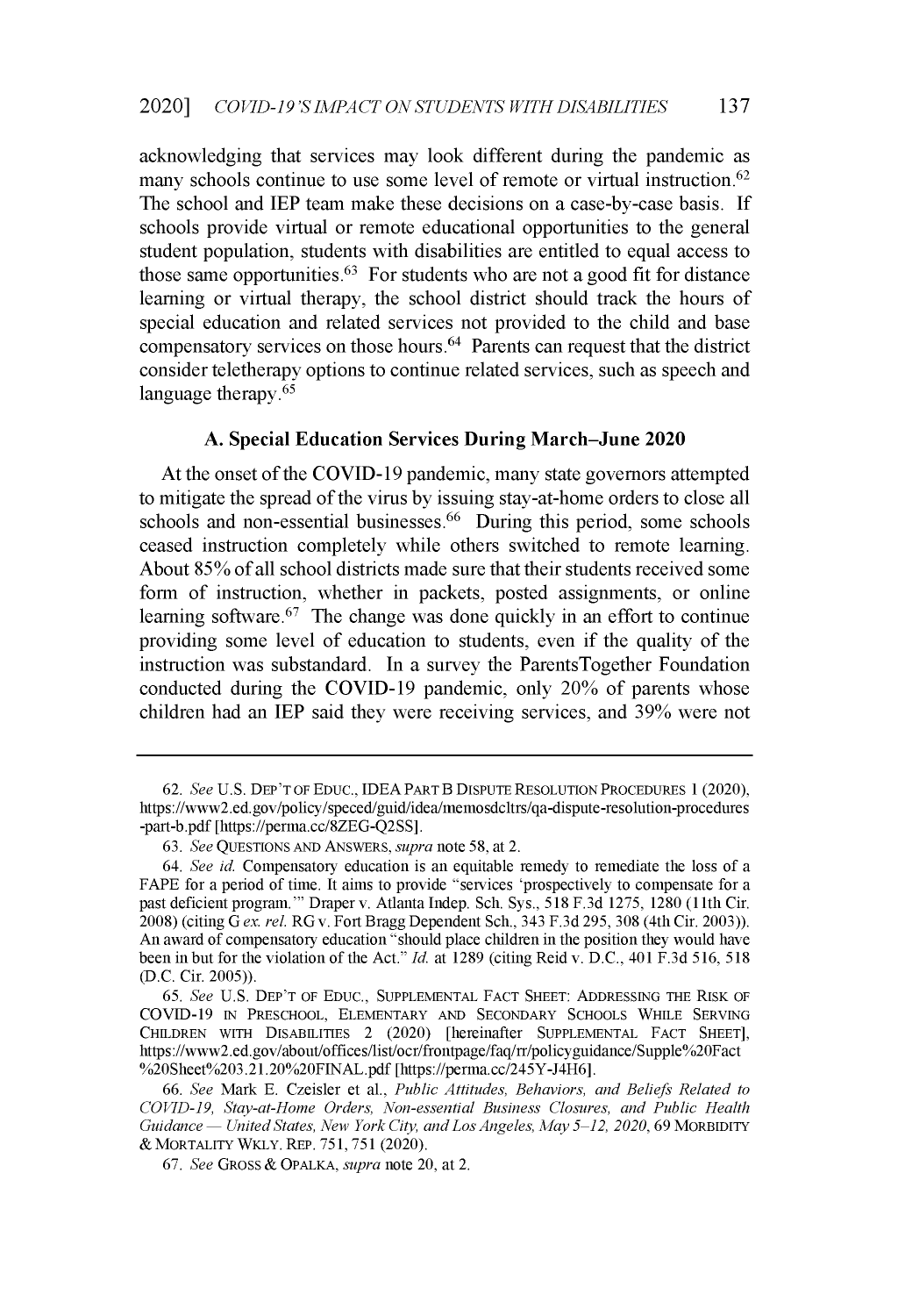acknowledging that services may look different during the pandemic as many schools continue to use some level of remote or virtual instruction.[62] The school and IEP team make these decisions on a case-by-case basis. If schools provide virtual or remote educational opportunities to the general student population, students with disabilities are entitled to equal access to those same opportunities.[63] For students who are not a good fit for distance learning or virtual therapy, the school district should track the hours of special education and related services not provided to the child and base compensatory services on those hours.[64] Parents can request that the district consider teletherapy options to continue related services, such as speech and language therapy.[65]

### A. Special Education Services During March–June 2020

At the onset of the COVID-19 pandemic, many state governors attempted to mitigate the spread of the virus by issuing stay-at-home orders to close all schools and non-essential businesses.[66] During this period, some schools ceased instruction completely while others switched to remote learning. About 85% of all school districts made sure that their students received some form of instruction, whether in packets, posted assignments, or online learning software.[67] The change was done quickly in an effort to continue providing some level of education to students, even if the quality of the instruction was substandard. In a survey the ParentsTogether Foundation conducted during the COVID-19 pandemic, only 20% of parents whose children had an IEP said they were receiving services, and 39% were not

---

62. *See* U.S. DEP'T OF EDUC., IDEA PART B DISPUTE RESOLUTION PROCEDURES 1 (2020), https://www2.ed.gov/policy/speced/guid/idea/memosdcltrs/qa-dispute-resolution-procedures-part-b.pdf [https://perma.cc/8ZEG-Q2SS].

63. *See* QUESTIONS AND ANSWERS, *supra* note 58, at 2.

64. *See id.* Compensatory education is an equitable remedy to remediate the loss of a FAPE for a period of time. It aims to provide "services 'prospectively to compensate for a past deficient program.'" Draper v. Atlanta Indep. Sch. Sys., 518 F.3d 1275, 1280 (11th Cir. 2008) (citing G *ex. rel.* RG v. Fort Bragg Dependent Sch., 343 F.3d 295, 308 (4th Cir. 2003)). An award of compensatory education "should place children in the position they would have been in but for the violation of the Act." *Id.* at 1289 (citing Reid v. D.C., 401 F.3d 516, 518 (D.C. Cir. 2005)).

65. *See* U.S. DEP'T OF EDUC., SUPPLEMENTAL FACT SHEET: ADDRESSING THE RISK OF COVID-19 IN PRESCHOOL, ELEMENTARY AND SECONDARY SCHOOLS WHILE SERVING CHILDREN WITH DISABILITIES 2 (2020) [hereinafter SUPPLEMENTAL FACT SHEET], https://www2.ed.gov/about/offices/list/ocr/frontpage/faq/rr/policyguidance/Supple%20Fact%20Sheet%203.21.20%20FINAL.pdf [https://perma.cc/245Y-J4H6].

66. *See* Mark E. Czeisler et al., *Public Attitudes, Behaviors, and Beliefs Related to COVID-19, Stay-at-Home Orders, Non-essential Business Closures, and Public Health Guidance — United States, New York City, and Los Angeles, May 5–12, 2020*, 69 MORBIDITY & MORTALITY WKLY. REP. 751, 751 (2020).

67. *See* GROSS & OPALKA, *supra* note 20, at 2.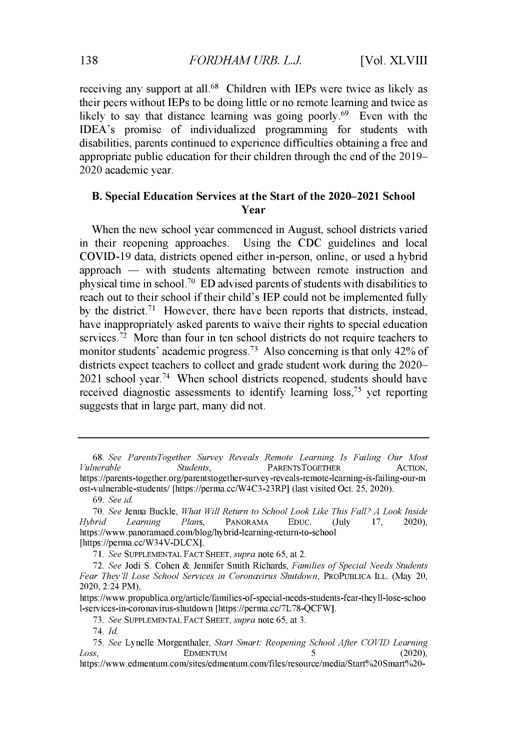receiving any support at all.[68] Children with IEPs were twice as likely as their peers without IEPs to be doing little or no remote learning and twice as likely to say that distance learning was going poorly.[69] Even with the IDEA's promise of individualized programming for students with disabilities, parents continued to experience difficulties obtaining a free and appropriate public education for their children through the end of the 2019–2020 academic year.

### B. Special Education Services at the Start of the 2020–2021 School Year

When the new school year commenced in August, school districts varied in their reopening approaches. Using the CDC guidelines and local COVID-19 data, districts opened either in-person, online, or used a hybrid approach — with students alternating between remote instruction and physical time in school.[70] ED advised parents of students with disabilities to reach out to their school if their child's IEP could not be implemented fully by the district.[71] However, there have been reports that districts, instead, have inappropriately asked parents to waive their rights to special education services.[72] More than four in ten school districts do not require teachers to monitor students' academic progress.[73] Also concerning is that only 42% of districts expect teachers to collect and grade student work during the 2020–2021 school year.[74] When school districts reopened, students should have received diagnostic assessments to identify learning loss,[75] yet reporting suggests that in large part, many did not.

---

68. *See ParentsTogether Survey Reveals Remote Learning Is Failing Our Most Vulnerable Students*, PARENTSTOGETHER ACTION, https://parents-together.org/parentstogether-survey-reveals-remote-learning-is-failing-our-most-vulnerable-students/ [https://perma.cc/W4C3-23RP] (last visited Oct. 25, 2020).

69. *See id.*

70. *See* Jenna Buckle, *What Will Return to School Look Like This Fall? A Look Inside Hybrid Learning Plans*, PANORAMA EDUC. (July 17, 2020), https://www.panoramaed.com/blog/hybrid-learning-return-to-school [https://perma.cc/W34V-DLCX].

71. *See* SUPPLEMENTAL FACT SHEET, *supra* note 65, at 2.

72. *See* Jodi S. Cohen & Jennifer Smith Richards, *Families of Special Needs Students Fear They'll Lose School Services in Coronavirus Shutdown*, PROPUBLICA ILL. (May 20, 2020, 2:24 PM), https://www.propublica.org/article/families-of-special-needs-students-fear-theyll-lose-school-services-in-coronavirus-shutdown [https://perma.cc/7L78-QCFW].

73. *See* SUPPLEMENTAL FACT SHEET, *supra* note 65, at 3.

74. *Id.*

75. *See* Lynelle Morgenthaler, *Start Smart: Reopening School After COVID Learning Loss*, EDMENTUM 5 (2020), https://www.edmentum.com/sites/edmentum.com/files/resource/media/Start%20Smart%20-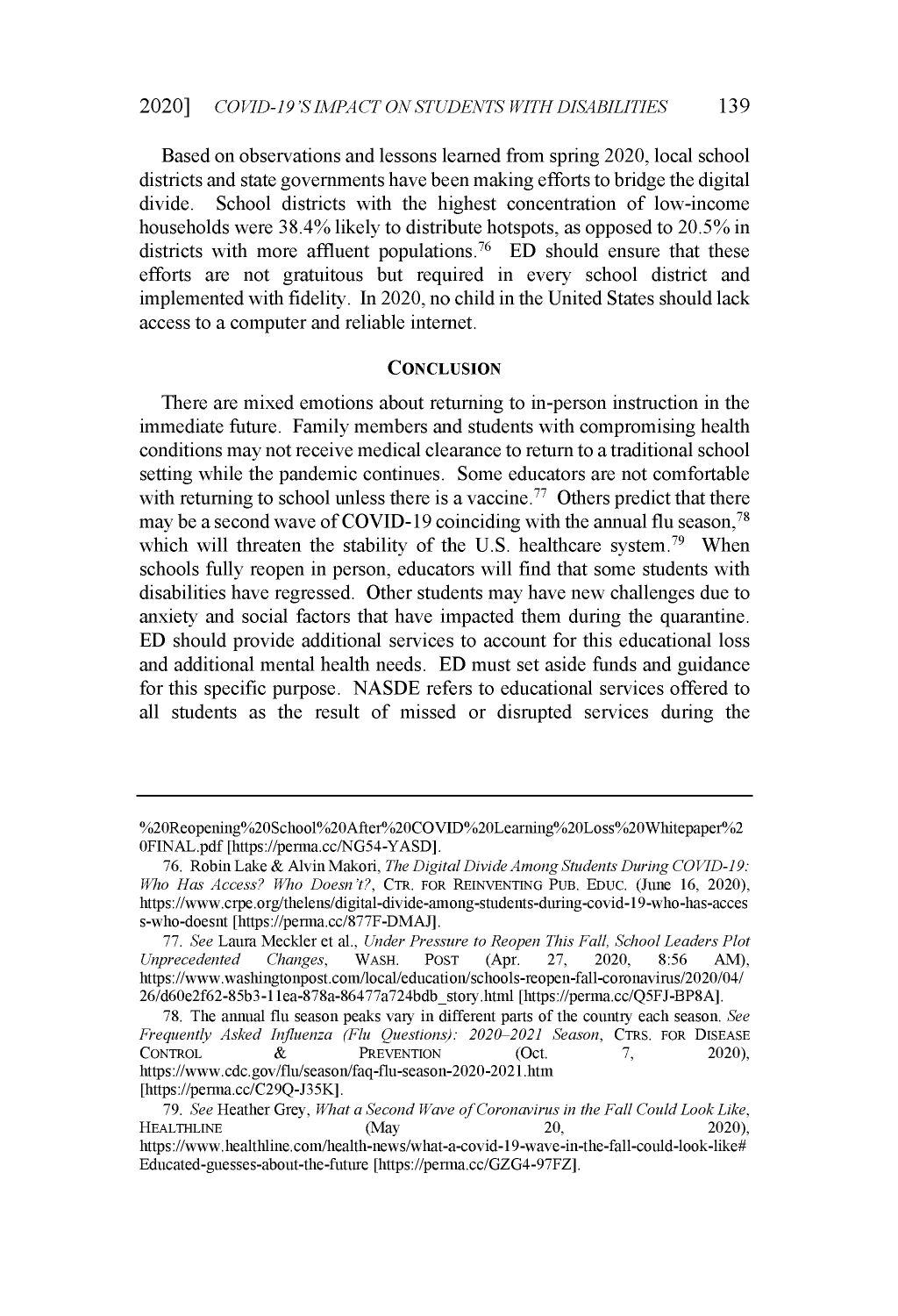Based on observations and lessons learned from spring 2020, local school districts and state governments have been making efforts to bridge the digital divide. School districts with the highest concentration of low-income households were 38.4% likely to distribute hotspots, as opposed to 20.5% in districts with more affluent populations.[76] ED should ensure that these efforts are not gratuitous but required in every school district and implemented with fidelity. In 2020, no child in the United States should lack access to a computer and reliable internet.

## CONCLUSION

There are mixed emotions about returning to in-person instruction in the immediate future. Family members and students with compromising health conditions may not receive medical clearance to return to a traditional school setting while the pandemic continues. Some educators are not comfortable with returning to school unless there is a vaccine.[77] Others predict that there may be a second wave of COVID-19 coinciding with the annual flu season,[78] which will threaten the stability of the U.S. healthcare system.[79] When schools fully reopen in person, educators will find that some students with disabilities have regressed. Other students may have new challenges due to anxiety and social factors that have impacted them during the quarantine. ED should provide additional services to account for this educational loss and additional mental health needs. ED must set aside funds and guidance for this specific purpose. NASDE refers to educational services offered to all students as the result of missed or disrupted services during the

---

%20Reopening%20School%20After%20COVID%20Learning%20Loss%20Whitepaper%20FINAL.pdf [https://perma.cc/NG54-YASD].

76. Robin Lake & Alvin Makori, *The Digital Divide Among Students During COVID-19: Who Has Access? Who Doesn't?*, CTR. FOR REINVENTING PUB. EDUC. (June 16, 2020), https://www.crpe.org/thelens/digital-divide-among-students-during-covid-19-who-has-access-who-doesnt [https://perma.cc/877F-DMAJ].

77. *See* Laura Meckler et al., *Under Pressure to Reopen This Fall, School Leaders Plot Unprecedented Changes*, WASH. POST (Apr. 27, 2020, 8:56 AM), https://www.washingtonpost.com/local/education/schools-reopen-fall-coronavirus/2020/04/26/d60e2f62-85b3-11ea-878a-86477a724bdb_story.html [https://perma.cc/Q5FJ-BP8A].

78. The annual flu season peaks vary in different parts of the country each season. *See Frequently Asked Influenza (Flu Questions): 2020–2021 Season*, CTRS. FOR DISEASE CONTROL & PREVENTION (Oct. 7, 2020), https://www.cdc.gov/flu/season/faq-flu-season-2020-2021.htm [https://perma.cc/C29Q-J35K].

79. *See* Heather Grey, *What a Second Wave of Coronavirus in the Fall Could Look Like*, HEALTHLINE (May 20, 2020), https://www.healthline.com/health-news/what-a-covid-19-wave-in-the-fall-could-look-like#Educated-guesses-about-the-future [https://perma.cc/GZG4-97FZ].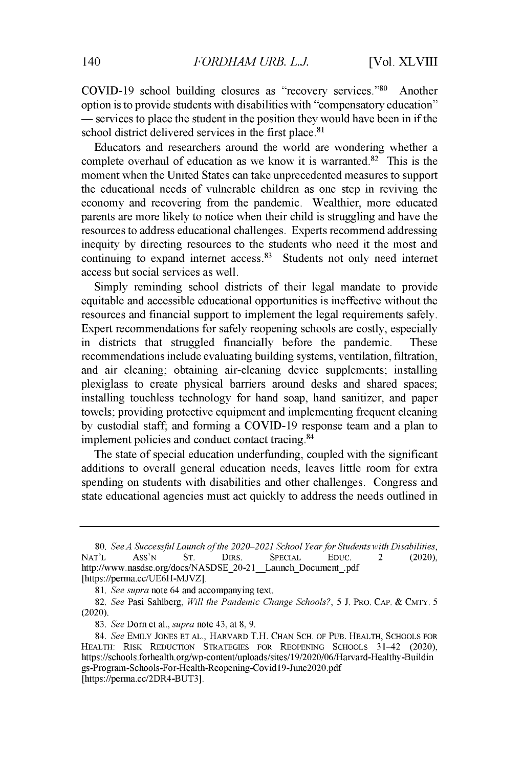COVID-19 school building closures as "recovery services."[80] Another option is to provide students with disabilities with "compensatory education" — services to place the student in the position they would have been in if the school district delivered services in the first place.[81]

Educators and researchers around the world are wondering whether a complete overhaul of education as we know it is warranted.[82] This is the moment when the United States can take unprecedented measures to support the educational needs of vulnerable children as one step in reviving the economy and recovering from the pandemic. Wealthier, more educated parents are more likely to notice when their child is struggling and have the resources to address educational challenges. Experts recommend addressing inequity by directing resources to the students who need it the most and continuing to expand internet access.[83] Students not only need internet access but social services as well.

Simply reminding school districts of their legal mandate to provide equitable and accessible educational opportunities is ineffective without the resources and financial support to implement the legal requirements safely. Expert recommendations for safely reopening schools are costly, especially in districts that struggled financially before the pandemic. These recommendations include evaluating building systems, ventilation, filtration, and air cleaning; obtaining air-cleaning device supplements; installing plexiglass to create physical barriers around desks and shared spaces; installing touchless technology for hand soap, hand sanitizer, and paper towels; providing protective equipment and implementing frequent cleaning by custodial staff; and forming a COVID-19 response team and a plan to implement policies and conduct contact tracing.[84]

The state of special education underfunding, coupled with the significant additions to overall general education needs, leaves little room for extra spending on students with disabilities and other challenges. Congress and state educational agencies must act quickly to address the needs outlined in

---

80. *See A Successful Launch of the 2020–2021 School Year for Students with Disabilities*, NAT'L ASS'N ST. DIRS. SPECIAL EDUC. 2 (2020), http://www.nasdse.org/docs/NASDSE_20-21__Launch_Document_.pdf [https://perma.cc/UE6H-MJVZ].

81. *See supra* note 64 and accompanying text.

82. *See* Pasi Sahlberg, *Will the Pandemic Change Schools?*, 5 J. PRO. CAP. & CMTY. 5 (2020).

83. *See* Dorn et al., *supra* note 43, at 8, 9.

84. *See* EMILY JONES ET AL., HARVARD T.H. CHAN SCH. OF PUB. HEALTH, SCHOOLS FOR HEALTH: RISK REDUCTION STRATEGIES FOR REOPENING SCHOOLS 31–42 (2020), https://schools.forhealth.org/wp-content/uploads/sites/19/2020/06/Harvard-Healthy-Buildings-Program-Schools-For-Health-Reopening-Covid19-June2020.pdf [https://perma.cc/2DR4-BUT3].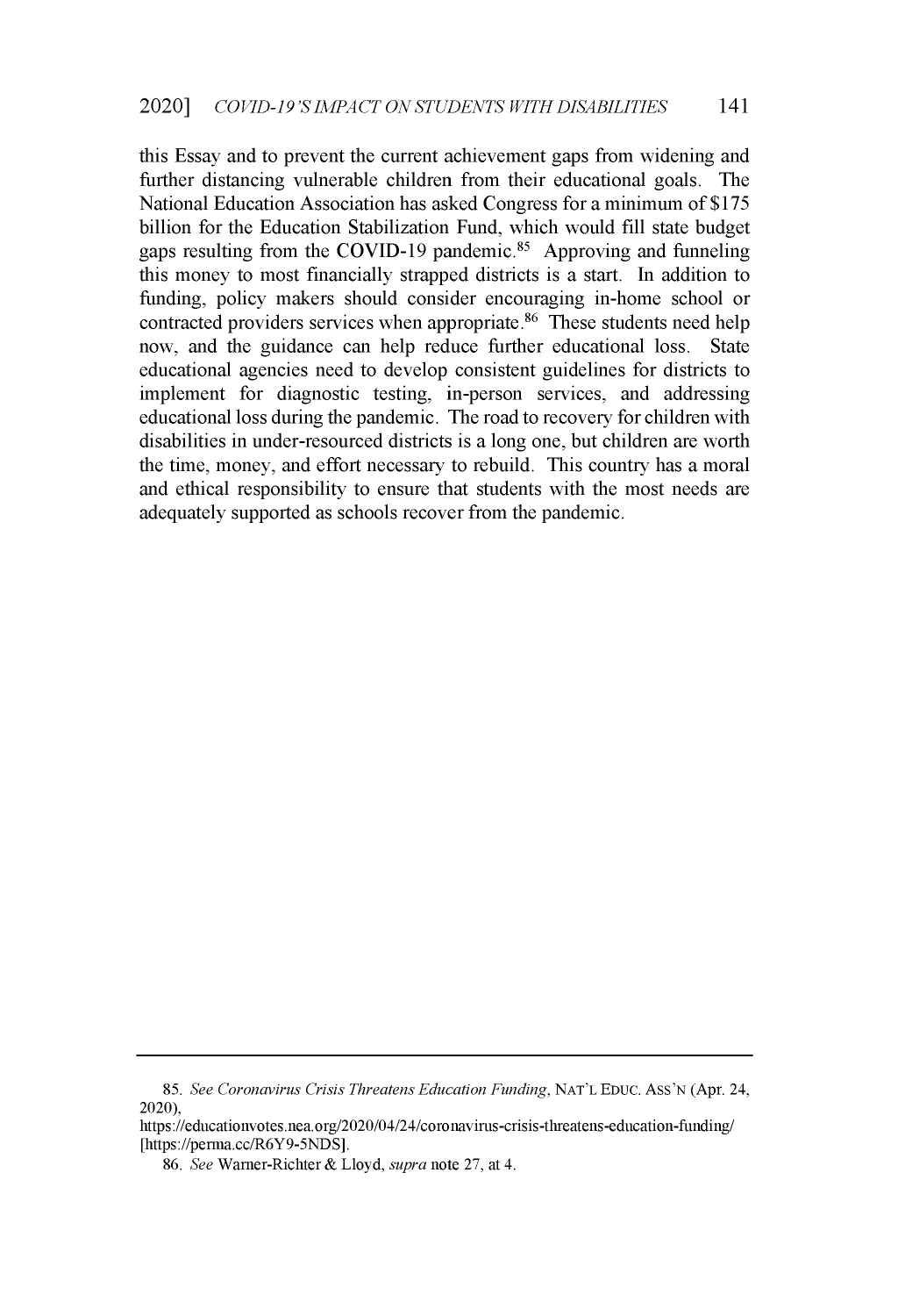this Essay and to prevent the current achievement gaps from widening and further distancing vulnerable children from their educational goals. The National Education Association has asked Congress for a minimum of $175 billion for the Education Stabilization Fund, which would fill state budget gaps resulting from the COVID-19 pandemic.[85] Approving and funneling this money to most financially strapped districts is a start. In addition to funding, policy makers should consider encouraging in-home school or contracted providers services when appropriate.[86] These students need help now, and the guidance can help reduce further educational loss. State educational agencies need to develop consistent guidelines for districts to implement for diagnostic testing, in-person services, and addressing educational loss during the pandemic. The road to recovery for children with disabilities in under-resourced districts is a long one, but children are worth the time, money, and effort necessary to rebuild. This country has a moral and ethical responsibility to ensure that students with the most needs are adequately supported as schools recover from the pandemic.

---

85. *See Coronavirus Crisis Threatens Education Funding*, NAT'L EDUC. ASS'N (Apr. 24, 2020), https://educationvotes.nea.org/2020/04/24/coronavirus-crisis-threatens-education-funding/ [https://perma.cc/R6Y9-5NDS].

86. *See* Warner-Richter & Lloyd, *supra* note 27, at 4.